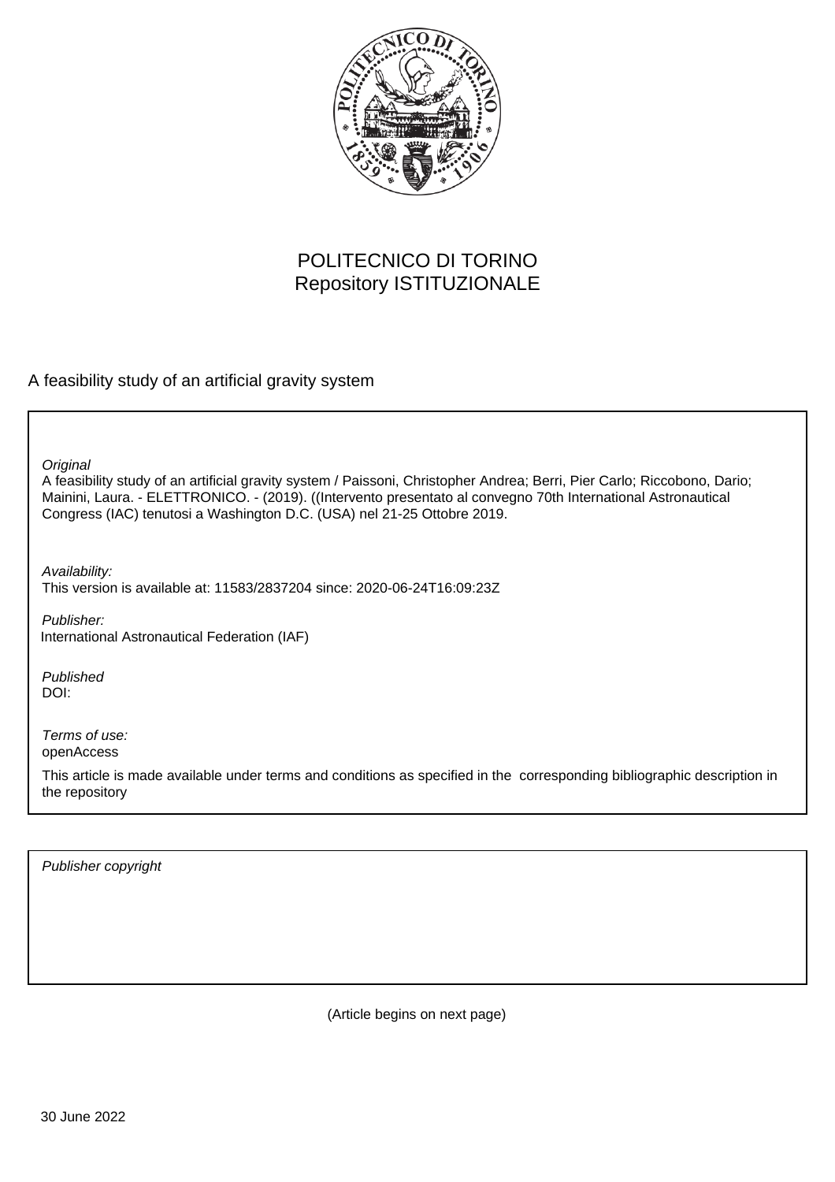POLITECNICO DI TORINO
Repository ISTITUZIONALE

A feasibility study of an artificial gravity system

*Original*
A feasibility study of an artificial gravity system / Paissoni, Christopher Andrea; Berri, Pier Carlo; Riccobono, Dario; Mainini, Laura. - ELETTRONICO. - (2019). ((Intervento presentato al convegno 70th International Astronautical Congress (IAC) tenutosi a Washington D.C. (USA) nel 21-25 Ottobre 2019.

*Availability:*
This version is available at: 11583/2837204 since: 2020-06-24T16:09:23Z

*Publisher:*
International Astronautical Federation (IAF)

*Published*
DOI:

*Terms of use:*
openAccess

This article is made available under terms and conditions as specified in the corresponding bibliographic description in the repository

*Publisher copyright*

(Article begins on next page)

30 June 2022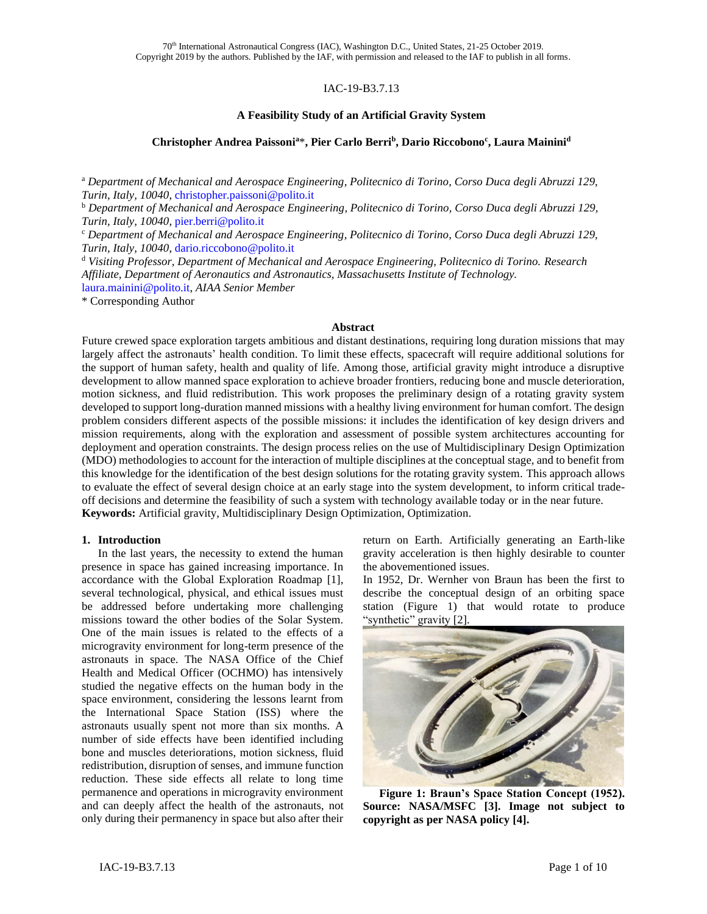IAC-19-B3.7.13

### A Feasibility Study of an Artificial Gravity System

**Christopher Andrea Paissoni[a]\*, Pier Carlo Berri[b], Dario Riccobono[c], Laura Mainini[d]**

[a] *Department of Mechanical and Aerospace Engineering, Politecnico di Torino, Corso Duca degli Abruzzi 129, Turin, Italy, 10040,* christopher.paissoni@polito.it

[b] *Department of Mechanical and Aerospace Engineering, Politecnico di Torino, Corso Duca degli Abruzzi 129, Turin, Italy, 10040,* pier.berri@polito.it

[c] *Department of Mechanical and Aerospace Engineering, Politecnico di Torino, Corso Duca degli Abruzzi 129, Turin, Italy, 10040,* dario.riccobono@polito.it

[d] *Visiting Professor, Department of Mechanical and Aerospace Engineering, Politecnico di Torino. Research Affiliate, Department of Aeronautics and Astronautics, Massachusetts Institute of Technology.* laura.mainini@polito.it, *AIAA Senior Member*

\* Corresponding Author

**Abstract**

Future crewed space exploration targets ambitious and distant destinations, requiring long duration missions that may largely affect the astronauts' health condition. To limit these effects, spacecraft will require additional solutions for the support of human safety, health and quality of life. Among those, artificial gravity might introduce a disruptive development to allow manned space exploration to achieve broader frontiers, reducing bone and muscle deterioration, motion sickness, and fluid redistribution. This work proposes the preliminary design of a rotating gravity system developed to support long-duration manned missions with a healthy living environment for human comfort. The design problem considers different aspects of the possible missions: it includes the identification of key design drivers and mission requirements, along with the exploration and assessment of possible system architectures accounting for deployment and operation constraints. The design process relies on the use of Multidisciplinary Design Optimization (MDO) methodologies to account for the interaction of multiple disciplines at the conceptual stage, and to benefit from this knowledge for the identification of the best design solutions for the rotating gravity system. This approach allows to evaluate the effect of several design choice at an early stage into the system development, to inform critical trade-off decisions and determine the feasibility of such a system with technology available today or in the near future.

**Keywords:** Artificial gravity, Multidisciplinary Design Optimization, Optimization.

## 1. Introduction

In the last years, the necessity to extend the human presence in space has gained increasing importance. In accordance with the Global Exploration Roadmap [1], several technological, physical, and ethical issues must be addressed before undertaking more challenging missions toward the other bodies of the Solar System. One of the main issues is related to the effects of a microgravity environment for long-term presence of the astronauts in space. The NASA Office of the Chief Health and Medical Officer (OCHMO) has intensively studied the negative effects on the human body in the space environment, considering the lessons learnt from the International Space Station (ISS) where the astronauts usually spent not more than six months. A number of side effects have been identified including bone and muscles deteriorations, motion sickness, fluid redistribution, disruption of senses, and immune function reduction. These side effects all relate to long time permanence and operations in microgravity environment and can deeply affect the health of the astronauts, not only during their permanency in space but also after their return on Earth. Artificially generating an Earth-like gravity acceleration is then highly desirable to counter the abovementioned issues.

In 1952, Dr. Wernher von Braun has been the first to describe the conceptual design of an orbiting space station (Figure 1) that would rotate to produce "synthetic" gravity [2].

**Figure 1: Braun's Space Station Concept (1952). Source: NASA/MSFC [3]. Image not subject to copyright as per NASA policy [4].**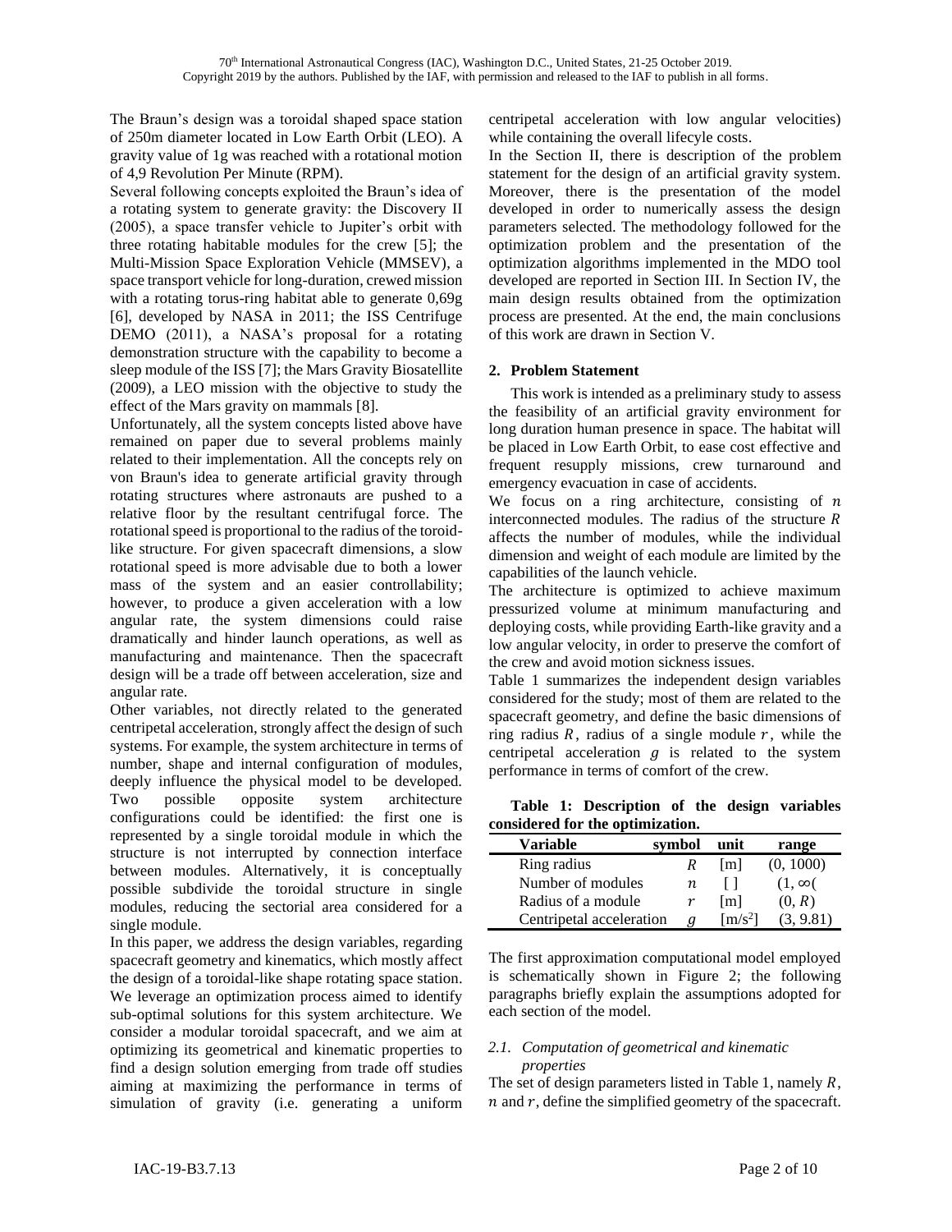The Braun's design was a toroidal shaped space station of 250m diameter located in Low Earth Orbit (LEO). A gravity value of 1g was reached with a rotational motion of 4,9 Revolution Per Minute (RPM).

Several following concepts exploited the Braun's idea of a rotating system to generate gravity: the Discovery II (2005), a space transfer vehicle to Jupiter's orbit with three rotating habitable modules for the crew [5]; the Multi-Mission Space Exploration Vehicle (MMSEV), a space transport vehicle for long-duration, crewed mission with a rotating torus-ring habitat able to generate 0,69g [6], developed by NASA in 2011; the ISS Centrifuge DEMO (2011), a NASA's proposal for a rotating demonstration structure with the capability to become a sleep module of the ISS [7]; the Mars Gravity Biosatellite (2009), a LEO mission with the objective to study the effect of the Mars gravity on mammals [8].

Unfortunately, all the system concepts listed above have remained on paper due to several problems mainly related to their implementation. All the concepts rely on von Braun's idea to generate artificial gravity through rotating structures where astronauts are pushed to a relative floor by the resultant centrifugal force. The rotational speed is proportional to the radius of the toroid-like structure. For given spacecraft dimensions, a slow rotational speed is more advisable due to both a lower mass of the system and an easier controllability; however, to produce a given acceleration with a low angular rate, the system dimensions could raise dramatically and hinder launch operations, as well as manufacturing and maintenance. Then the spacecraft design will be a trade off between acceleration, size and angular rate.

Other variables, not directly related to the generated centripetal acceleration, strongly affect the design of such systems. For example, the system architecture in terms of number, shape and internal configuration of modules, deeply influence the physical model to be developed. Two possible opposite system architecture configurations could be identified: the first one is represented by a single toroidal module in which the structure is not interrupted by connection interface between modules. Alternatively, it is conceptually possible subdivide the toroidal structure in single modules, reducing the sectorial area considered for a single module.

In this paper, we address the design variables, regarding spacecraft geometry and kinematics, which mostly affect the design of a toroidal-like shape rotating space station. We leverage an optimization process aimed to identify sub-optimal solutions for this system architecture. We consider a modular toroidal spacecraft, and we aim at optimizing its geometrical and kinematic properties to find a design solution emerging from trade off studies aiming at maximizing the performance in terms of simulation of gravity (i.e. generating a uniform centripetal acceleration with low angular velocities) while containing the overall lifecycle costs.

In the Section II, there is description of the problem statement for the design of an artificial gravity system. Moreover, there is the presentation of the model developed in order to numerically assess the design parameters selected. The methodology followed for the optimization problem and the presentation of the optimization algorithms implemented in the MDO tool developed are reported in Section III. In Section IV, the main design results obtained from the optimization process are presented. At the end, the main conclusions of this work are drawn in Section V.

## 2. Problem Statement

This work is intended as a preliminary study to assess the feasibility of an artificial gravity environment for long duration human presence in space. The habitat will be placed in Low Earth Orbit, to ease cost effective and frequent resupply missions, crew turnaround and emergency evacuation in case of accidents.

We focus on a ring architecture, consisting of $n$ interconnected modules. The radius of the structure $R$ affects the number of modules, while the individual dimension and weight of each module are limited by the capabilities of the launch vehicle.

The architecture is optimized to achieve maximum pressurized volume at minimum manufacturing and deploying costs, while providing Earth-like gravity and a low angular velocity, in order to preserve the comfort of the crew and avoid motion sickness issues.

Table 1 summarizes the independent design variables considered for the study; most of them are related to the spacecraft geometry, and define the basic dimensions of ring radius $R$, radius of a single module $r$, while the centripetal acceleration $g$ is related to the system performance in terms of comfort of the crew.

**Table 1: Description of the design variables considered for the optimization.**

| Variable | symbol | unit | range |
|---|---|---|---|
| Ring radius | $R$ | [m] | (0, 1000) |
| Number of modules | $n$ | [ ] | $(1, \infty($ |
| Radius of a module | $r$ | [m] | $(0, R)$ |
| Centripetal acceleration | $g$ | [m/s$^2$] | (3, 9.81) |

The first approximation computational model employed is schematically shown in Figure 2; the following paragraphs briefly explain the assumptions adopted for each section of the model.

### 2.1. Computation of geometrical and kinematic properties

The set of design parameters listed in Table 1, namely $R$, $n$ and $r$, define the simplified geometry of the spacecraft.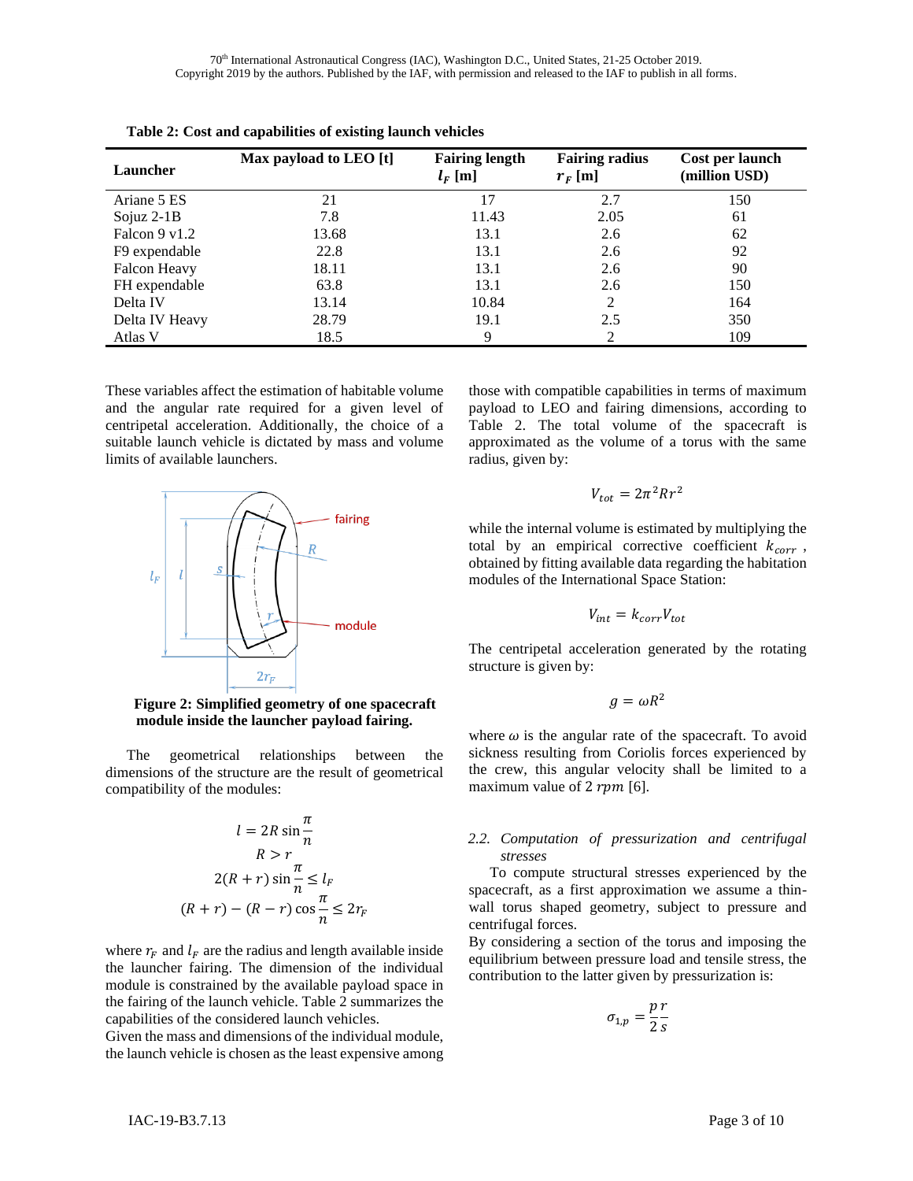**Table 2: Cost and capabilities of existing launch vehicles**

| Launcher | Max payload to LEO [t] | Fairing length $l_F$ [m] | Fairing radius $r_F$ [m] | Cost per launch (million USD) |
|---|---|---|---|---|
| Ariane 5 ES | 21 | 17 | 2.7 | 150 |
| Sojuz 2-1B | 7.8 | 11.43 | 2.05 | 61 |
| Falcon 9 v1.2 | 13.68 | 13.1 | 2.6 | 62 |
| F9 expendable | 22.8 | 13.1 | 2.6 | 92 |
| Falcon Heavy | 18.11 | 13.1 | 2.6 | 90 |
| FH expendable | 63.8 | 13.1 | 2.6 | 150 |
| Delta IV | 13.14 | 10.84 | 2 | 164 |
| Delta IV Heavy | 28.79 | 19.1 | 2.5 | 350 |
| Atlas V | 18.5 | 9 | 2 | 109 |

These variables affect the estimation of habitable volume and the angular rate required for a given level of centripetal acceleration. Additionally, the choice of a suitable launch vehicle is dictated by mass and volume limits of available launchers.

**Figure 2: Simplified geometry of one spacecraft module inside the launcher payload fairing.**

The geometrical relationships between the dimensions of the structure are the result of geometrical compatibility of the modules:

$$l = 2R \sin\frac{\pi}{n}$$
$$R > r$$
$$2(R+r)\sin\frac{\pi}{n} \leq l_F$$
$$(R+r) - (R-r)\cos\frac{\pi}{n} \leq 2r_F$$

where $r_F$ and $l_F$ are the radius and length available inside the launcher fairing. The dimension of the individual module is constrained by the available payload space in the fairing of the launch vehicle. Table 2 summarizes the capabilities of the considered launch vehicles.

Given the mass and dimensions of the individual module, the launch vehicle is chosen as the least expensive among those with compatible capabilities in terms of maximum payload to LEO and fairing dimensions, according to Table 2. The total volume of the spacecraft is approximated as the volume of a torus with the same radius, given by:

$$V_{tot} = 2\pi^2 R r^2$$

while the internal volume is estimated by multiplying the total by an empirical corrective coefficient $k_{corr}$, obtained by fitting available data regarding the habitation modules of the International Space Station:

$$V_{int} = k_{corr} V_{tot}$$

The centripetal acceleration generated by the rotating structure is given by:

$$g = \omega R^2$$

where $\omega$ is the angular rate of the spacecraft. To avoid sickness resulting from Coriolis forces experienced by the crew, this angular velocity shall be limited to a maximum value of 2 $rpm$ [6].

### *2.2. Computation of pressurization and centrifugal stresses*

To compute structural stresses experienced by the spacecraft, as a first approximation we assume a thin-wall torus shaped geometry, subject to pressure and centrifugal forces.

By considering a section of the torus and imposing the equilibrium between pressure load and tensile stress, the contribution to the latter given by pressurization is:

$$\sigma_{1,p} = \frac{p}{2}\frac{r}{s}$$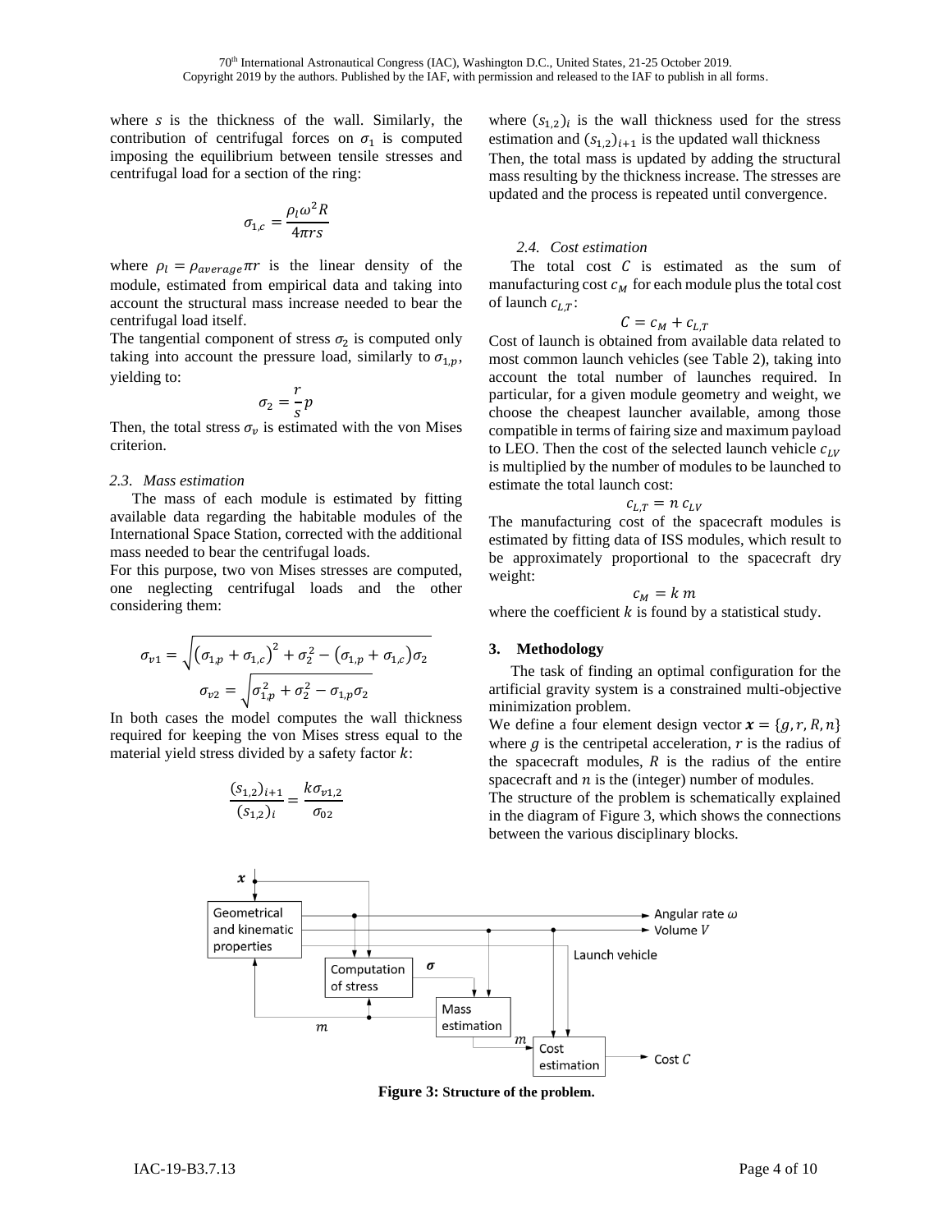where $s$ is the thickness of the wall. Similarly, the contribution of centrifugal forces on $\sigma_1$ is computed imposing the equilibrium between tensile stresses and centrifugal load for a section of the ring:

$$\sigma_{1,c} = \frac{\rho_l \omega^2 R}{4\pi r s}$$

where $\rho_l = \rho_{average} \pi r$ is the linear density of the module, estimated from empirical data and taking into account the structural mass increase needed to bear the centrifugal load itself.

The tangential component of stress $\sigma_2$ is computed only taking into account the pressure load, similarly to $\sigma_{1,p}$, yielding to:

$$\sigma_2 = \frac{r}{s} p$$

Then, the total stress $\sigma_v$ is estimated with the von Mises criterion.

### 2.3. Mass estimation

The mass of each module is estimated by fitting available data regarding the habitable modules of the International Space Station, corrected with the additional mass needed to bear the centrifugal loads.

For this purpose, two von Mises stresses are computed, one neglecting centrifugal loads and the other considering them:

$$\sigma_{v1} = \sqrt{\left(\sigma_{1,p} + \sigma_{1,c}\right)^2 + \sigma_2^2 - \left(\sigma_{1,p} + \sigma_{1,c}\right)\sigma_2}$$

$$\sigma_{v2} = \sqrt{\sigma_{1,p}^2 + \sigma_2^2 - \sigma_{1,p}\sigma_2}$$

In both cases the model computes the wall thickness required for keeping the von Mises stress equal to the material yield stress divided by a safety factor $k$:

$$\frac{(s_{1,2})_{i+1}}{(s_{1,2})_i} = \frac{k\sigma_{v1,2}}{\sigma_{02}}$$

where $(s_{1,2})_i$ is the wall thickness used for the stress estimation and $(s_{1,2})_{i+1}$ is the updated wall thickness

Then, the total mass is updated by adding the structural mass resulting by the thickness increase. The stresses are updated and the process is repeated until convergence.

### 2.4. Cost estimation

The total cost $C$ is estimated as the sum of manufacturing cost $c_M$ for each module plus the total cost of launch $c_{L,T}$:

$$C = c_M + c_{L,T}$$

Cost of launch is obtained from available data related to most common launch vehicles (see Table 2), taking into account the total number of launches required. In particular, for a given module geometry and weight, we choose the cheapest launcher available, among those compatible in terms of fairing size and maximum payload to LEO. Then the cost of the selected launch vehicle $c_{LV}$ is multiplied by the number of modules to be launched to estimate the total launch cost:

$$c_{L,T} = n\, c_{LV}$$

The manufacturing cost of the spacecraft modules is estimated by fitting data of ISS modules, which result to be approximately proportional to the spacecraft dry weight:

$$c_M = k\, m$$

where the coefficient $k$ is found by a statistical study.

## 3. Methodology

The task of finding an optimal configuration for the artificial gravity system is a constrained multi-objective minimization problem.

We define a four element design vector $\boldsymbol{x} = \{g, r, R, n\}$ where $g$ is the centripetal acceleration, $r$ is the radius of the spacecraft modules, $R$ is the radius of the entire spacecraft and $n$ is the (integer) number of modules.

The structure of the problem is schematically explained in the diagram of Figure 3, which shows the connections between the various disciplinary blocks.

**Figure 3:** Structure of the problem.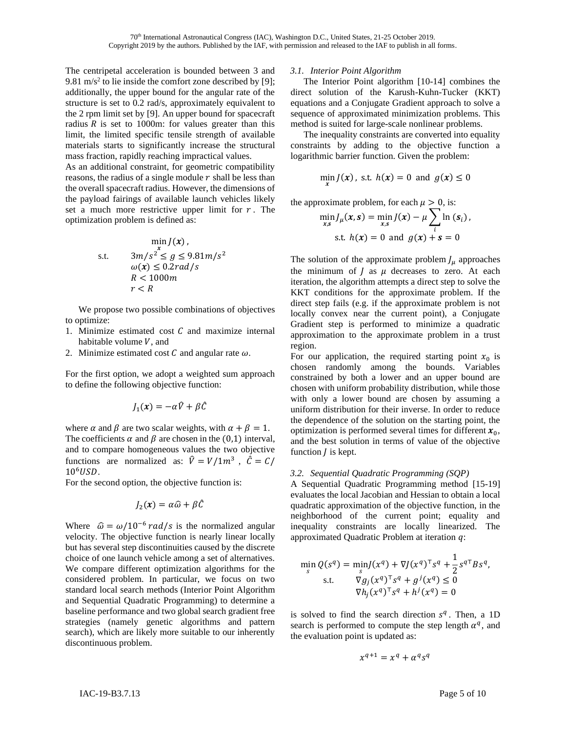The centripetal acceleration is bounded between 3 and 9.81 m/s$^2$ to lie inside the comfort zone described by [9]; additionally, the upper bound for the angular rate of the structure is set to 0.2 rad/s, approximately equivalent to the 2 rpm limit set by [9]. An upper bound for spacecraft radius $R$ is set to 1000m: for values greater than this limit, the limited specific tensile strength of available materials starts to significantly increase the structural mass fraction, rapidly reaching impractical values.

As an additional constraint, for geometric compatibility reasons, the radius of a single module $r$ shall be less than the overall spacecraft radius. However, the dimensions of the payload fairings of available launch vehicles likely set a much more restrictive upper limit for $r$. The optimization problem is defined as:

$$\begin{aligned} & \min_{x} J(\boldsymbol{x}), \\ \text{s.t.} \quad & 3m/s^2 \leq g \leq 9.81m/s^2 \\ & \omega(\boldsymbol{x}) \leq 0.2rad/s \\ & R < 1000m \\ & r < R \end{aligned}$$

We propose two possible combinations of objectives to optimize:

1. Minimize estimated cost $C$ and maximize internal habitable volume $V$, and
2. Minimize estimated cost $C$ and angular rate $\omega$.

For the first option, we adopt a weighted sum approach to define the following objective function:

$$J_1(\boldsymbol{x}) = -\alpha\hat{V} + \beta\hat{C}$$

where $\alpha$ and $\beta$ are two scalar weights, with $\alpha + \beta = 1$. The coefficients $\alpha$ and $\beta$ are chosen in the $(0,1)$ interval, and to compare homogeneous values the two objective functions are normalized as: $\hat{V} = V/1m^3$, $\hat{C} = C/10^6USD$.

For the second option, the objective function is:

$$J_2(\boldsymbol{x}) = \alpha\hat{\omega} + \beta\hat{C}$$

Where $\hat{\omega} = \omega/10^{-6}\,rad/s$ is the normalized angular velocity. The objective function is nearly linear locally but has several step discontinuities caused by the discrete choice of one launch vehicle among a set of alternatives. We compare different optimization algorithms for the considered problem. In particular, we focus on two standard local search methods (Interior Point Algorithm and Sequential Quadratic Programming) to determine a baseline performance and two global search gradient free strategies (namely genetic algorithms and pattern search), which are likely more suitable to our inherently discontinuous problem.

### 3.1. *Interior Point Algorithm*

The Interior Point algorithm [10-14] combines the direct solution of the Karush-Kuhn-Tucker (KKT) equations and a Conjugate Gradient approach to solve a sequence of approximated minimization problems. This method is suited for large-scale nonlinear problems.

The inequality constraints are converted into equality constraints by adding to the objective function a logarithmic barrier function. Given the problem:

$$\min_{x} J(\boldsymbol{x}), \text{ s.t. } h(\boldsymbol{x}) = 0 \text{ and } g(\boldsymbol{x}) \leq 0$$

the approximate problem, for each $\mu > 0$, is:

$$\begin{gathered} \min_{\boldsymbol{x},\boldsymbol{s}} J_\mu(\boldsymbol{x}, \boldsymbol{s}) = \min_{\boldsymbol{x},\boldsymbol{s}} J(\boldsymbol{x}) - \mu \sum_i \ln(\boldsymbol{s}_i), \\ \text{s.t. } h(\boldsymbol{x}) = 0 \text{ and } g(\boldsymbol{x}) + \boldsymbol{s} = 0 \end{gathered}$$

The solution of the approximate problem $J_\mu$ approaches the minimum of $J$ as $\mu$ decreases to zero. At each iteration, the algorithm attempts a direct step to solve the KKT conditions for the approximate problem. If the direct step fails (e.g. if the approximate problem is not locally convex near the current point), a Conjugate Gradient step is performed to minimize a quadratic approximation to the approximate problem in a trust region.

For our application, the required starting point $x_0$ is chosen randomly among the bounds. Variables constrained by both a lower and an upper bound are chosen with uniform probability distribution, while those with only a lower bound are chosen by assuming a uniform distribution for their inverse. In order to reduce the dependence of the solution on the starting point, the optimization is performed several times for different $\boldsymbol{x}_0$, and the best solution in terms of value of the objective function $J$ is kept.

### 3.2. *Sequential Quadratic Programming (SQP)*

A Sequential Quadratic Programming method [15-19] evaluates the local Jacobian and Hessian to obtain a local quadratic approximation of the objective function, in the neighborhood of the current point; equality and inequality constraints are locally linearized. The approximated Quadratic Problem at iteration $q$:

$$\begin{aligned} \min_{s} Q(s^q) = & \min_{s} J(x^q) + \nabla J(x^q)^\top s^q + \frac{1}{2} s^{q\top} B s^q, \\ \text{s.t.} \quad & \nabla g_j(x^q)^\top s^q + g^j(x^q) \leq 0 \\ & \nabla h_j(x^q)^\top s^q + h^j(x^q) = 0 \end{aligned}$$

is solved to find the search direction $s^q$. Then, a 1D search is performed to compute the step length $\alpha^q$, and the evaluation point is updated as:

$$x^{q+1} = x^q + \alpha^q s^q$$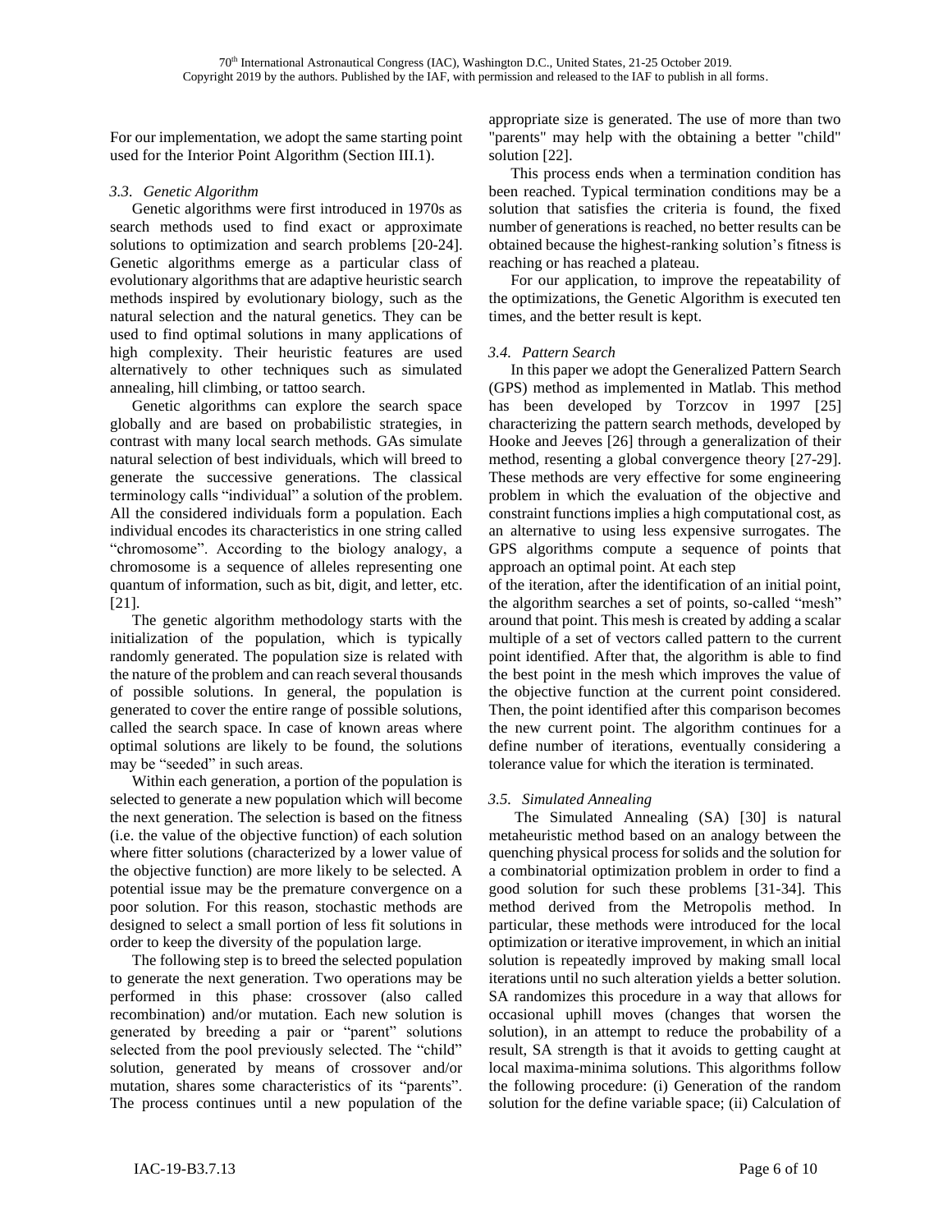For our implementation, we adopt the same starting point used for the Interior Point Algorithm (Section III.1).

### *3.3. Genetic Algorithm*

Genetic algorithms were first introduced in 1970s as search methods used to find exact or approximate solutions to optimization and search problems [20-24]. Genetic algorithms emerge as a particular class of evolutionary algorithms that are adaptive heuristic search methods inspired by evolutionary biology, such as the natural selection and the natural genetics. They can be used to find optimal solutions in many applications of high complexity. Their heuristic features are used alternatively to other techniques such as simulated annealing, hill climbing, or tattoo search.

Genetic algorithms can explore the search space globally and are based on probabilistic strategies, in contrast with many local search methods. GAs simulate natural selection of best individuals, which will breed to generate the successive generations. The classical terminology calls "individual" a solution of the problem. All the considered individuals form a population. Each individual encodes its characteristics in one string called "chromosome". According to the biology analogy, a chromosome is a sequence of alleles representing one quantum of information, such as bit, digit, and letter, etc. [21].

The genetic algorithm methodology starts with the initialization of the population, which is typically randomly generated. The population size is related with the nature of the problem and can reach several thousands of possible solutions. In general, the population is generated to cover the entire range of possible solutions, called the search space. In case of known areas where optimal solutions are likely to be found, the solutions may be "seeded" in such areas.

Within each generation, a portion of the population is selected to generate a new population which will become the next generation. The selection is based on the fitness (i.e. the value of the objective function) of each solution where fitter solutions (characterized by a lower value of the objective function) are more likely to be selected. A potential issue may be the premature convergence on a poor solution. For this reason, stochastic methods are designed to select a small portion of less fit solutions in order to keep the diversity of the population large.

The following step is to breed the selected population to generate the next generation. Two operations may be performed in this phase: crossover (also called recombination) and/or mutation. Each new solution is generated by breeding a pair or "parent" solutions selected from the pool previously selected. The "child" solution, generated by means of crossover and/or mutation, shares some characteristics of its "parents". The process continues until a new population of the appropriate size is generated. The use of more than two "parents" may help with the obtaining a better "child" solution [22].

This process ends when a termination condition has been reached. Typical termination conditions may be a solution that satisfies the criteria is found, the fixed number of generations is reached, no better results can be obtained because the highest-ranking solution's fitness is reaching or has reached a plateau.

For our application, to improve the repeatability of the optimizations, the Genetic Algorithm is executed ten times, and the better result is kept.

### *3.4. Pattern Search*

In this paper we adopt the Generalized Pattern Search (GPS) method as implemented in Matlab. This method has been developed by Torzcov in 1997 [25] characterizing the pattern search methods, developed by Hooke and Jeeves [26] through a generalization of their method, resenting a global convergence theory [27-29]. These methods are very effective for some engineering problem in which the evaluation of the objective and constraint functions implies a high computational cost, as an alternative to using less expensive surrogates. The GPS algorithms compute a sequence of points that approach an optimal point. At each step of the iteration, after the identification of an initial point, the algorithm searches a set of points, so-called "mesh" around that point. This mesh is created by adding a scalar multiple of a set of vectors called pattern to the current point identified. After that, the algorithm is able to find the best point in the mesh which improves the value of the objective function at the current point considered. Then, the point identified after this comparison becomes the new current point. The algorithm continues for a define number of iterations, eventually considering a tolerance value for which the iteration is terminated.

### *3.5. Simulated Annealing*

The Simulated Annealing (SA) [30] is natural metaheuristic method based on an analogy between the quenching physical process for solids and the solution for a combinatorial optimization problem in order to find a good solution for such these problems [31-34]. This method derived from the Metropolis method. In particular, these methods were introduced for the local optimization or iterative improvement, in which an initial solution is repeatedly improved by making small local iterations until no such alteration yields a better solution. SA randomizes this procedure in a way that allows for occasional uphill moves (changes that worsen the solution), in an attempt to reduce the probability of a result, SA strength is that it avoids to getting caught at local maxima-minima solutions. This algorithms follow the following procedure: (i) Generation of the random solution for the define variable space; (ii) Calculation of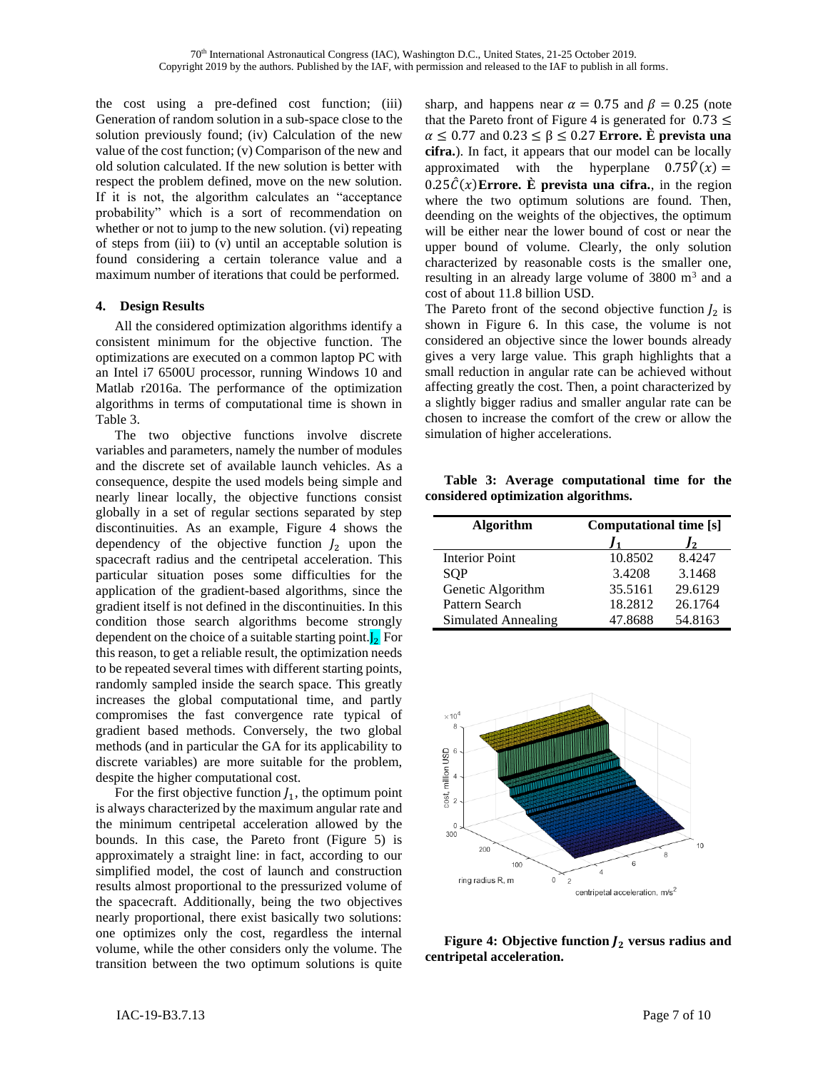the cost using a pre-defined cost function; (iii) Generation of random solution in a sub-space close to the solution previously found; (iv) Calculation of the new value of the cost function; (v) Comparison of the new and old solution calculated. If the new solution is better with respect the problem defined, move on the new solution. If it is not, the algorithm calculates an "acceptance probability" which is a sort of recommendation on whether or not to jump to the new solution. (vi) repeating of steps from (iii) to (v) until an acceptable solution is found considering a certain tolerance value and a maximum number of iterations that could be performed.

## 4. Design Results

All the considered optimization algorithms identify a consistent minimum for the objective function. The optimizations are executed on a common laptop PC with an Intel i7 6500U processor, running Windows 10 and Matlab r2016a. The performance of the optimization algorithms in terms of computational time is shown in Table 3.

The two objective functions involve discrete variables and parameters, namely the number of modules and the discrete set of available launch vehicles. As a consequence, despite the used models being simple and nearly linear locally, the objective functions consist globally in a set of regular sections separated by step discontinuities. As an example, Figure 4 shows the dependency of the objective function $J_2$ upon the spacecraft radius and the centripetal acceleration. This particular situation poses some difficulties for the application of the gradient-based algorithms, since the gradient itself is not defined in the discontinuities. In this condition those search algorithms become strongly dependent on the choice of a suitable starting point.$J_2$ For this reason, to get a reliable result, the optimization needs to be repeated several times with different starting points, randomly sampled inside the search space. This greatly increases the global computational time, and partly compromises the fast convergence rate typical of gradient based methods. Conversely, the two global methods (and in particular the GA for its applicability to discrete variables) are more suitable for the problem, despite the higher computational cost.

For the first objective function $J_1$, the optimum point is always characterized by the maximum angular rate and the minimum centripetal acceleration allowed by the bounds. In this case, the Pareto front (Figure 5) is approximately a straight line: in fact, according to our simplified model, the cost of launch and construction results almost proportional to the pressurized volume of the spacecraft. Additionally, being the two objectives nearly proportional, there exist basically two solutions: one optimizes only the cost, regardless the internal volume, while the other considers only the volume. The transition between the two optimum solutions is quite sharp, and happens near $\alpha = 0.75$ and $\beta = 0.25$ (note that the Pareto front of Figure 4 is generated for $0.73 \leq \alpha \leq 0.77$ and $0.23 \leq \beta \leq 0.27$ **Errore. È prevista una cifra.**). In fact, it appears that our model can be locally approximated with the hyperplane $0.75\hat{V}(x) = 0.25\hat{C}(x)$**Errore. È prevista una cifra.**, in the region where the two optimum solutions are found. Then, deending on the weights of the objectives, the optimum will be either near the lower bound of cost or near the upper bound of volume. Clearly, the only solution characterized by reasonable costs is the smaller one, resulting in an already large volume of 3800 $m^3$ and a cost of about 11.8 billion USD.

The Pareto front of the second objective function $J_2$ is shown in Figure 6. In this case, the volume is not considered an objective since the lower bounds already gives a very large value. This graph highlights that a small reduction in angular rate can be achieved without affecting greatly the cost. Then, a point characterized by a slightly bigger radius and smaller angular rate can be chosen to increase the comfort of the crew or allow the simulation of higher accelerations.

**Table 3: Average computational time for the considered optimization algorithms.**

| Algorithm | Computational time [s] | |
|---|---|---|
| | $J_1$ | $J_2$ |
| Interior Point | 10.8502 | 8.4247 |
| SQP | 3.4208 | 3.1468 |
| Genetic Algorithm | 35.5161 | 29.6129 |
| Pattern Search | 18.2812 | 26.1764 |
| Simulated Annealing | 47.8688 | 54.8163 |

**Figure 4: Objective function $J_2$ versus radius and centripetal acceleration.**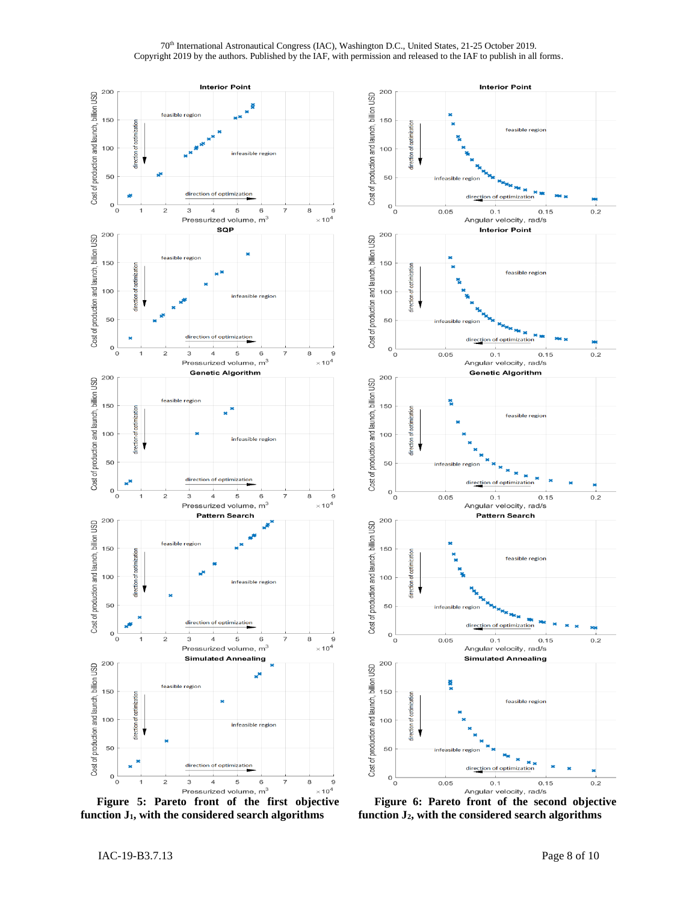**Figure 5: Pareto front of the first objective function $J_1$, with the considered search algorithms**

**Figure 6: Pareto front of the second objective function $J_2$, with the considered search algorithms**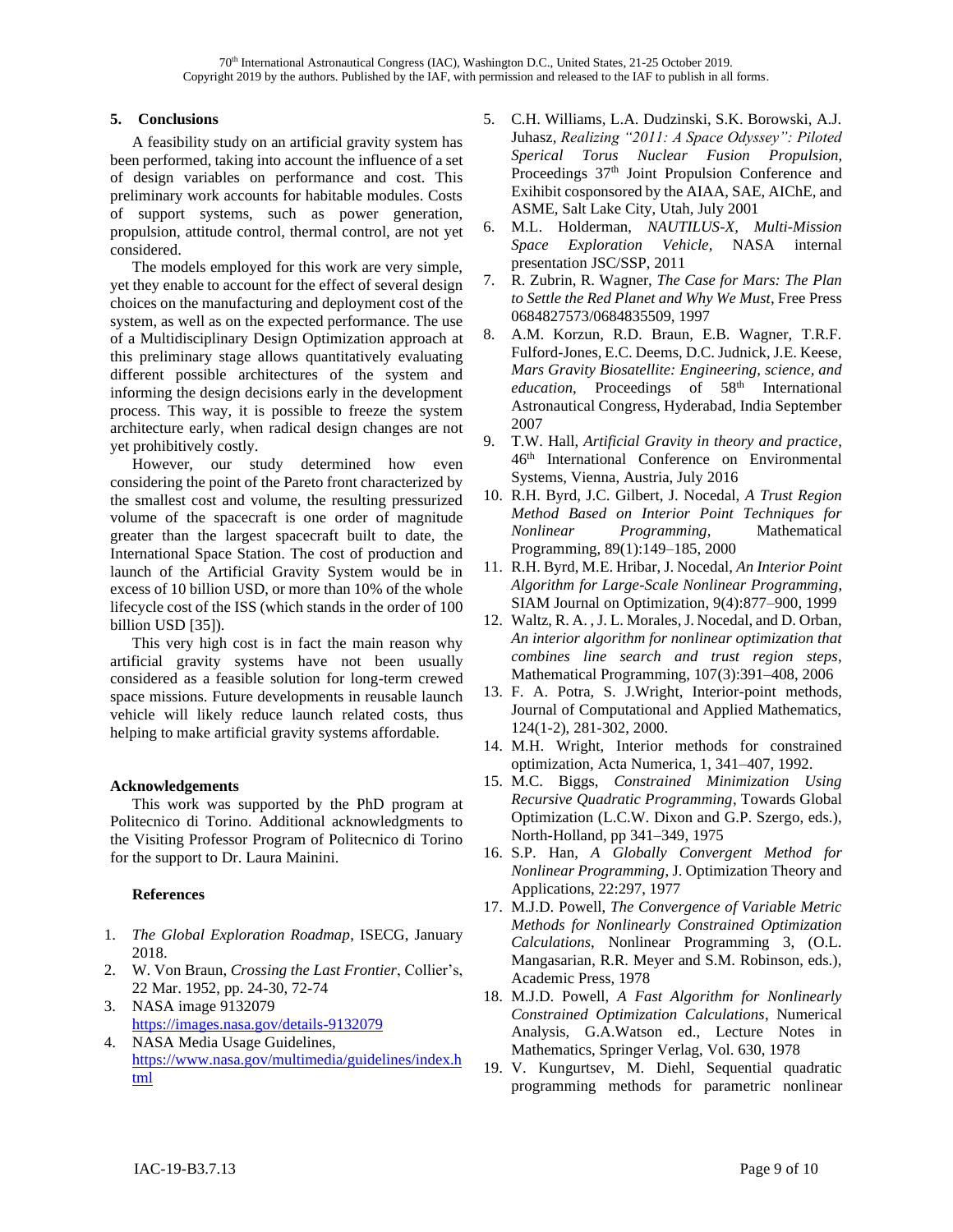## 5. Conclusions

A feasibility study on an artificial gravity system has been performed, taking into account the influence of a set of design variables on performance and cost. This preliminary work accounts for habitable modules. Costs of support systems, such as power generation, propulsion, attitude control, thermal control, are not yet considered.

The models employed for this work are very simple, yet they enable to account for the effect of several design choices on the manufacturing and deployment cost of the system, as well as on the expected performance. The use of a Multidisciplinary Design Optimization approach at this preliminary stage allows quantitatively evaluating different possible architectures of the system and informing the design decisions early in the development process. This way, it is possible to freeze the system architecture early, when radical design changes are not yet prohibitively costly.

However, our study determined how even considering the point of the Pareto front characterized by the smallest cost and volume, the resulting pressurized volume of the spacecraft is one order of magnitude greater than the largest spacecraft built to date, the International Space Station. The cost of production and launch of the Artificial Gravity System would be in excess of 10 billion USD, or more than 10% of the whole lifecycle cost of the ISS (which stands in the order of 100 billion USD [35]).

This very high cost is in fact the main reason why artificial gravity systems have not been usually considered as a feasible solution for long-term crewed space missions. Future developments in reusable launch vehicle will likely reduce launch related costs, thus helping to make artificial gravity systems affordable.

### Acknowledgements

This work was supported by the PhD program at Politecnico di Torino. Additional acknowledgments to the Visiting Professor Program of Politecnico di Torino for the support to Dr. Laura Mainini.

### References

1. *The Global Exploration Roadmap*, ISECG, January 2018.
2. W. Von Braun, *Crossing the Last Frontier*, Collier's, 22 Mar. 1952, pp. 24-30, 72-74
3. NASA image 9132079 https://images.nasa.gov/details-9132079
4. NASA Media Usage Guidelines, https://www.nasa.gov/multimedia/guidelines/index.html
5. C.H. Williams, L.A. Dudzinski, S.K. Borowski, A.J. Juhasz, *Realizing "2011: A Space Odyssey": Piloted Sperical Torus Nuclear Fusion Propulsion*, Proceedings 37th Joint Propulsion Conference and Exihibit cosponsored by the AIAA, SAE, AIChE, and ASME, Salt Lake City, Utah, July 2001
6. M.L. Holderman, *NAUTILUS-X, Multi-Mission Space Exploration Vehicle*, NASA internal presentation JSC/SSP, 2011
7. R. Zubrin, R. Wagner, *The Case for Mars: The Plan to Settle the Red Planet and Why We Must*, Free Press 0684827573/0684835509, 1997
8. A.M. Korzun, R.D. Braun, E.B. Wagner, T.R.F. Fulford-Jones, E.C. Deems, D.C. Judnick, J.E. Keese, *Mars Gravity Biosatellite: Engineering, science, and education*, Proceedings of 58th International Astronautical Congress, Hyderabad, India September 2007
9. T.W. Hall, *Artificial Gravity in theory and practice*, 46th International Conference on Environmental Systems, Vienna, Austria, July 2016
10. R.H. Byrd, J.C. Gilbert, J. Nocedal, *A Trust Region Method Based on Interior Point Techniques for Nonlinear Programming*, Mathematical Programming, 89(1):149–185, 2000
11. R.H. Byrd, M.E. Hribar, J. Nocedal, *An Interior Point Algorithm for Large-Scale Nonlinear Programming*, SIAM Journal on Optimization, 9(4):877–900, 1999
12. Waltz, R. A. , J. L. Morales, J. Nocedal, and D. Orban, *An interior algorithm for nonlinear optimization that combines line search and trust region steps*, Mathematical Programming, 107(3):391–408, 2006
13. F. A. Potra, S. J.Wright, Interior-point methods, Journal of Computational and Applied Mathematics, 124(1-2), 281-302, 2000.
14. M.H. Wright, Interior methods for constrained optimization, Acta Numerica, 1, 341–407, 1992.
15. M.C. Biggs, *Constrained Minimization Using Recursive Quadratic Programming*, Towards Global Optimization (L.C.W. Dixon and G.P. Szergo, eds.), North-Holland, pp 341–349, 1975
16. S.P. Han, *A Globally Convergent Method for Nonlinear Programming*, J. Optimization Theory and Applications, 22:297, 1977
17. M.J.D. Powell, *The Convergence of Variable Metric Methods for Nonlinearly Constrained Optimization Calculations*, Nonlinear Programming 3, (O.L. Mangasarian, R.R. Meyer and S.M. Robinson, eds.), Academic Press, 1978
18. M.J.D. Powell, *A Fast Algorithm for Nonlinearly Constrained Optimization Calculations*, Numerical Analysis, G.A.Watson ed., Lecture Notes in Mathematics, Springer Verlag, Vol. 630, 1978
19. V. Kungurtsev, M. Diehl, Sequential quadratic programming methods for parametric nonlinear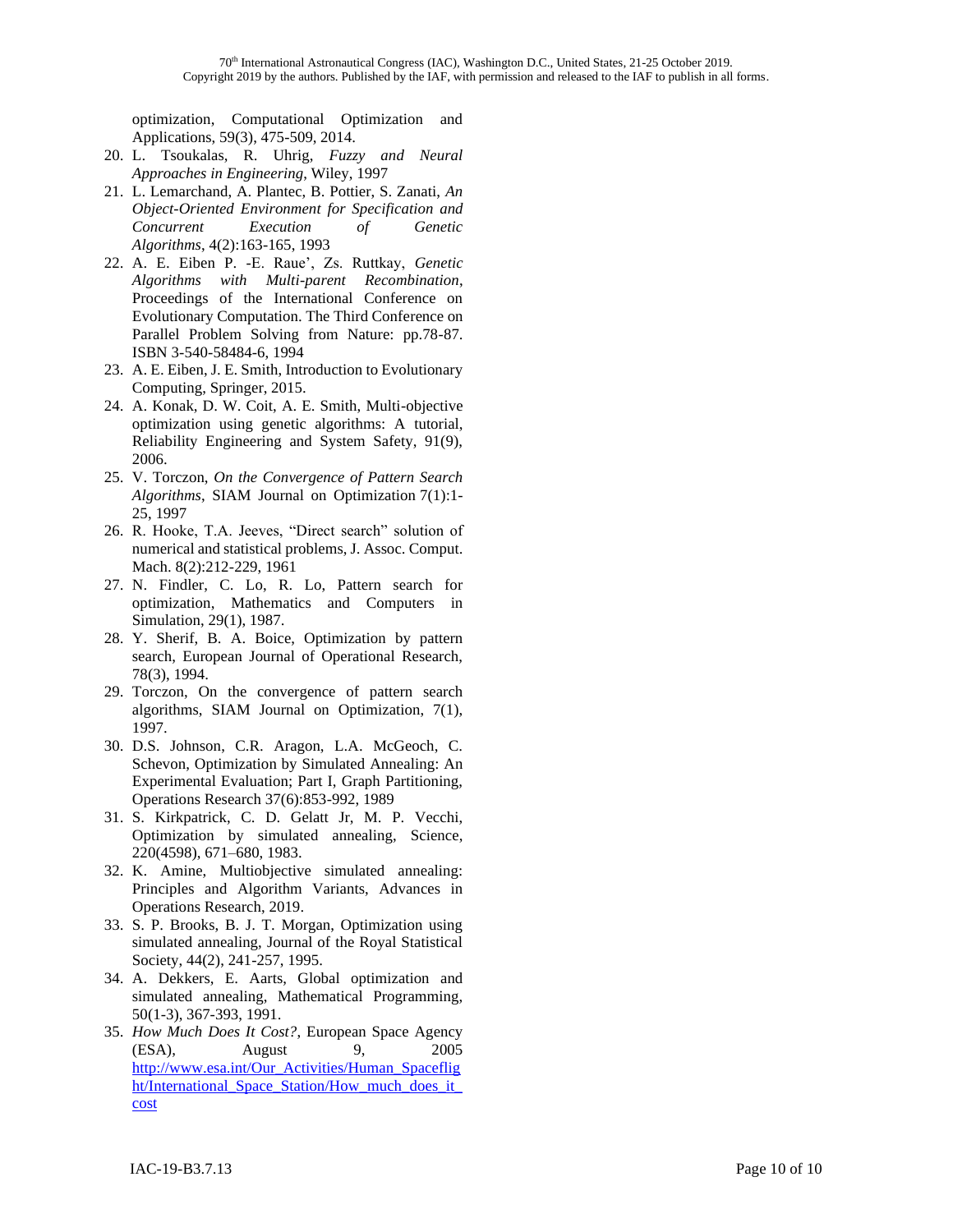optimization, Computational Optimization and Applications, 59(3), 475-509, 2014.

20. L. Tsoukalas, R. Uhrig, *Fuzzy and Neural Approaches in Engineering*, Wiley, 1997
21. L. Lemarchand, A. Plantec, B. Pottier, S. Zanati, *An Object-Oriented Environment for Specification and Concurrent Execution of Genetic Algorithms*, 4(2):163-165, 1993
22. A. E. Eiben P. -E. Raue', Zs. Ruttkay, *Genetic Algorithms with Multi-parent Recombination*, Proceedings of the International Conference on Evolutionary Computation. The Third Conference on Parallel Problem Solving from Nature: pp.78-87. ISBN 3-540-58484-6, 1994
23. A. E. Eiben, J. E. Smith, Introduction to Evolutionary Computing, Springer, 2015.
24. A. Konak, D. W. Coit, A. E. Smith, Multi-objective optimization using genetic algorithms: A tutorial, Reliability Engineering and System Safety, 91(9), 2006.
25. V. Torczon, *On the Convergence of Pattern Search Algorithms*, SIAM Journal on Optimization 7(1):1-25, 1997
26. R. Hooke, T.A. Jeeves, "Direct search" solution of numerical and statistical problems, J. Assoc. Comput. Mach. 8(2):212-229, 1961
27. N. Findler, C. Lo, R. Lo, Pattern search for optimization, Mathematics and Computers in Simulation, 29(1), 1987.
28. Y. Sherif, B. A. Boice, Optimization by pattern search, European Journal of Operational Research, 78(3), 1994.
29. Torczon, On the convergence of pattern search algorithms, SIAM Journal on Optimization, 7(1), 1997.
30. D.S. Johnson, C.R. Aragon, L.A. McGeoch, C. Schevon, Optimization by Simulated Annealing: An Experimental Evaluation; Part I, Graph Partitioning, Operations Research 37(6):853-992, 1989
31. S. Kirkpatrick, C. D. Gelatt Jr, M. P. Vecchi, Optimization by simulated annealing, Science, 220(4598), 671–680, 1983.
32. K. Amine, Multiobjective simulated annealing: Principles and Algorithm Variants, Advances in Operations Research, 2019.
33. S. P. Brooks, B. J. T. Morgan, Optimization using simulated annealing, Journal of the Royal Statistical Society, 44(2), 241-257, 1995.
34. A. Dekkers, E. Aarts, Global optimization and simulated annealing, Mathematical Programming, 50(1-3), 367-393, 1991.
35. *How Much Does It Cost?*, European Space Agency (ESA), August 9, 2005 [http://www.esa.int/Our_Activities/Human_Spaceflight/International_Space_Station/How_much_does_it_cost](http://www.esa.int/Our_Activities/Human_Spaceflight/International_Space_Station/How_much_does_it_cost)